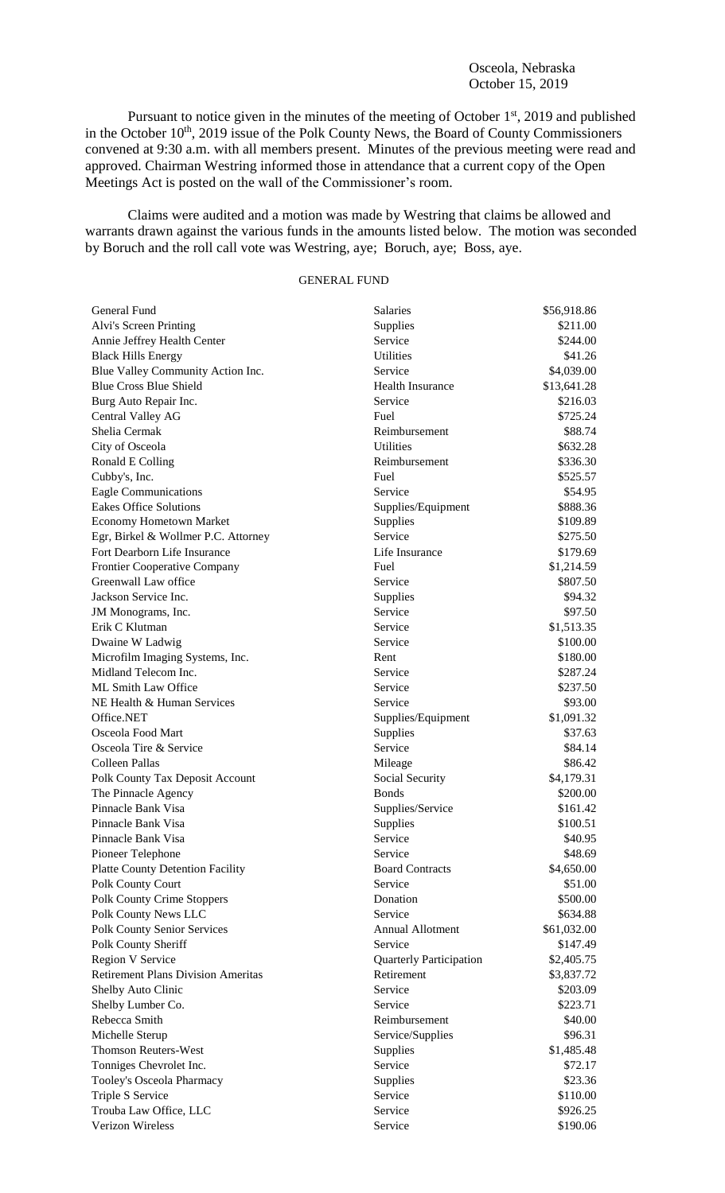Osceola, Nebraska
October 15, 2019

Pursuant to notice given in the minutes of the meeting of October 1st, 2019 and published in the October 10th, 2019 issue of the Polk County News, the Board of County Commissioners convened at 9:30 a.m. with all members present. Minutes of the previous meeting were read and approved. Chairman Westring informed those in attendance that a current copy of the Open Meetings Act is posted on the wall of the Commissioner's room.

Claims were audited and a motion was made by Westring that claims be allowed and warrants drawn against the various funds in the amounts listed below. The motion was seconded by Boruch and the roll call vote was Westring, aye; Boruch, aye; Boss, aye.

GENERAL FUND

| | | |
|---|---|---|
| General Fund | Salaries | $56,918.86 |
| Alvi's Screen Printing | Supplies | $211.00 |
| Annie Jeffrey Health Center | Service | $244.00 |
| Black Hills Energy | Utilities | $41.26 |
| Blue Valley Community Action Inc. | Service | $4,039.00 |
| Blue Cross Blue Shield | Health Insurance | $13,641.28 |
| Burg Auto Repair Inc. | Service | $216.03 |
| Central Valley AG | Fuel | $725.24 |
| Shelia Cermak | Reimbursement | $88.74 |
| City of Osceola | Utilities | $632.28 |
| Ronald E Colling | Reimbursement | $336.30 |
| Cubby's, Inc. | Fuel | $525.57 |
| Eagle Communications | Service | $54.95 |
| Eakes Office Solutions | Supplies/Equipment | $888.36 |
| Economy Hometown Market | Supplies | $109.89 |
| Egr, Birkel & Wollmer P.C. Attorney | Service | $275.50 |
| Fort Dearborn Life Insurance | Life Insurance | $179.69 |
| Frontier Cooperative Company | Fuel | $1,214.59 |
| Greenwall Law office | Service | $807.50 |
| Jackson Service Inc. | Supplies | $94.32 |
| JM Monograms, Inc. | Service | $97.50 |
| Erik C Klutman | Service | $1,513.35 |
| Dwaine W Ladwig | Service | $100.00 |
| Microfilm Imaging Systems, Inc. | Rent | $180.00 |
| Midland Telecom Inc. | Service | $287.24 |
| ML Smith Law Office | Service | $237.50 |
| NE Health & Human Services | Service | $93.00 |
| Office.NET | Supplies/Equipment | $1,091.32 |
| Osceola Food Mart | Supplies | $37.63 |
| Osceola Tire & Service | Service | $84.14 |
| Colleen Pallas | Mileage | $86.42 |
| Polk County Tax Deposit Account | Social Security | $4,179.31 |
| The Pinnacle Agency | Bonds | $200.00 |
| Pinnacle Bank Visa | Supplies/Service | $161.42 |
| Pinnacle Bank Visa | Supplies | $100.51 |
| Pinnacle Bank Visa | Service | $40.95 |
| Pioneer Telephone | Service | $48.69 |
| Platte County Detention Facility | Board Contracts | $4,650.00 |
| Polk County Court | Service | $51.00 |
| Polk County Crime Stoppers | Donation | $500.00 |
| Polk County News LLC | Service | $634.88 |
| Polk County Senior Services | Annual Allotment | $61,032.00 |
| Polk County Sheriff | Service | $147.49 |
| Region V Service | Quarterly Participation | $2,405.75 |
| Retirement Plans Division Ameritas | Retirement | $3,837.72 |
| Shelby Auto Clinic | Service | $203.09 |
| Shelby Lumber Co. | Service | $223.71 |
| Rebecca Smith | Reimbursement | $40.00 |
| Michelle Sterup | Service/Supplies | $96.31 |
| Thomson Reuters-West | Supplies | $1,485.48 |
| Tonniges Chevrolet Inc. | Service | $72.17 |
| Tooley's Osceola Pharmacy | Supplies | $23.36 |
| Triple S Service | Service | $110.00 |
| Trouba Law Office, LLC | Service | $926.25 |
| Verizon Wireless | Service | $190.06 |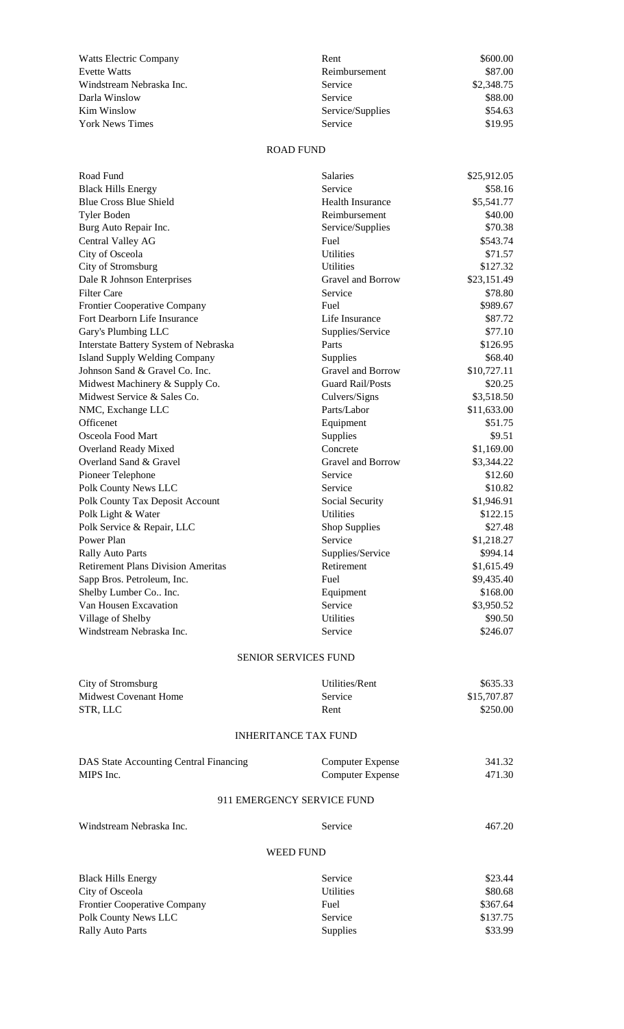| | | |
|---|---|---|
| Watts Electric Company | Rent | $600.00 |
| Evette Watts | Reimbursement | $87.00 |
| Windstream Nebraska Inc. | Service | $2,348.75 |
| Darla Winslow | Service | $88.00 |
| Kim Winslow | Service/Supplies | $54.63 |
| York News Times | Service | $19.95 |

ROAD FUND

| | | |
|---|---|---|
| Road Fund | Salaries | $25,912.05 |
| Black Hills Energy | Service | $58.16 |
| Blue Cross Blue Shield | Health Insurance | $5,541.77 |
| Tyler Boden | Reimbursement | $40.00 |
| Burg Auto Repair Inc. | Service/Supplies | $70.38 |
| Central Valley AG | Fuel | $543.74 |
| City of Osceola | Utilities | $71.57 |
| City of Stromsburg | Utilities | $127.32 |
| Dale R Johnson Enterprises | Gravel and Borrow | $23,151.49 |
| Filter Care | Service | $78.80 |
| Frontier Cooperative Company | Fuel | $989.67 |
| Fort Dearborn Life Insurance | Life Insurance | $87.72 |
| Gary's Plumbing LLC | Supplies/Service | $77.10 |
| Interstate Battery System of Nebraska | Parts | $126.95 |
| Island Supply Welding Company | Supplies | $68.40 |
| Johnson Sand & Gravel Co. Inc. | Gravel and Borrow | $10,727.11 |
| Midwest Machinery & Supply Co. | Guard Rail/Posts | $20.25 |
| Midwest Service & Sales Co. | Culvers/Signs | $3,518.50 |
| NMC, Exchange LLC | Parts/Labor | $11,633.00 |
| Officenet | Equipment | $51.75 |
| Osceola Food Mart | Supplies | $9.51 |
| Overland Ready Mixed | Concrete | $1,169.00 |
| Overland Sand & Gravel | Gravel and Borrow | $3,344.22 |
| Pioneer Telephone | Service | $12.60 |
| Polk County News LLC | Service | $10.82 |
| Polk County Tax Deposit Account | Social Security | $1,946.91 |
| Polk Light & Water | Utilities | $122.15 |
| Polk Service & Repair, LLC | Shop Supplies | $27.48 |
| Power Plan | Service | $1,218.27 |
| Rally Auto Parts | Supplies/Service | $994.14 |
| Retirement Plans Division Ameritas | Retirement | $1,615.49 |
| Sapp Bros. Petroleum, Inc. | Fuel | $9,435.40 |
| Shelby Lumber Co.. Inc. | Equipment | $168.00 |
| Van Housen Excavation | Service | $3,950.52 |
| Village of Shelby | Utilities | $90.50 |
| Windstream Nebraska Inc. | Service | $246.07 |

SENIOR SERVICES FUND

| | | |
|---|---|---|
| City of Stromsburg | Utilities/Rent | $635.33 |
| Midwest Covenant Home | Service | $15,707.87 |
| STR, LLC | Rent | $250.00 |

INHERITANCE TAX FUND

| | | |
|---|---|---|
| DAS State Accounting Central Financing | Computer Expense | 341.32 |
| MIPS Inc. | Computer Expense | 471.30 |

911 EMERGENCY SERVICE FUND

| | | |
|---|---|---|
| Windstream Nebraska Inc. | Service | 467.20 |

WEED FUND

| | | |
|---|---|---|
| Black Hills Energy | Service | $23.44 |
| City of Osceola | Utilities | $80.68 |
| Frontier Cooperative Company | Fuel | $367.64 |
| Polk County News LLC | Service | $137.75 |
| Rally Auto Parts | Supplies | $33.99 |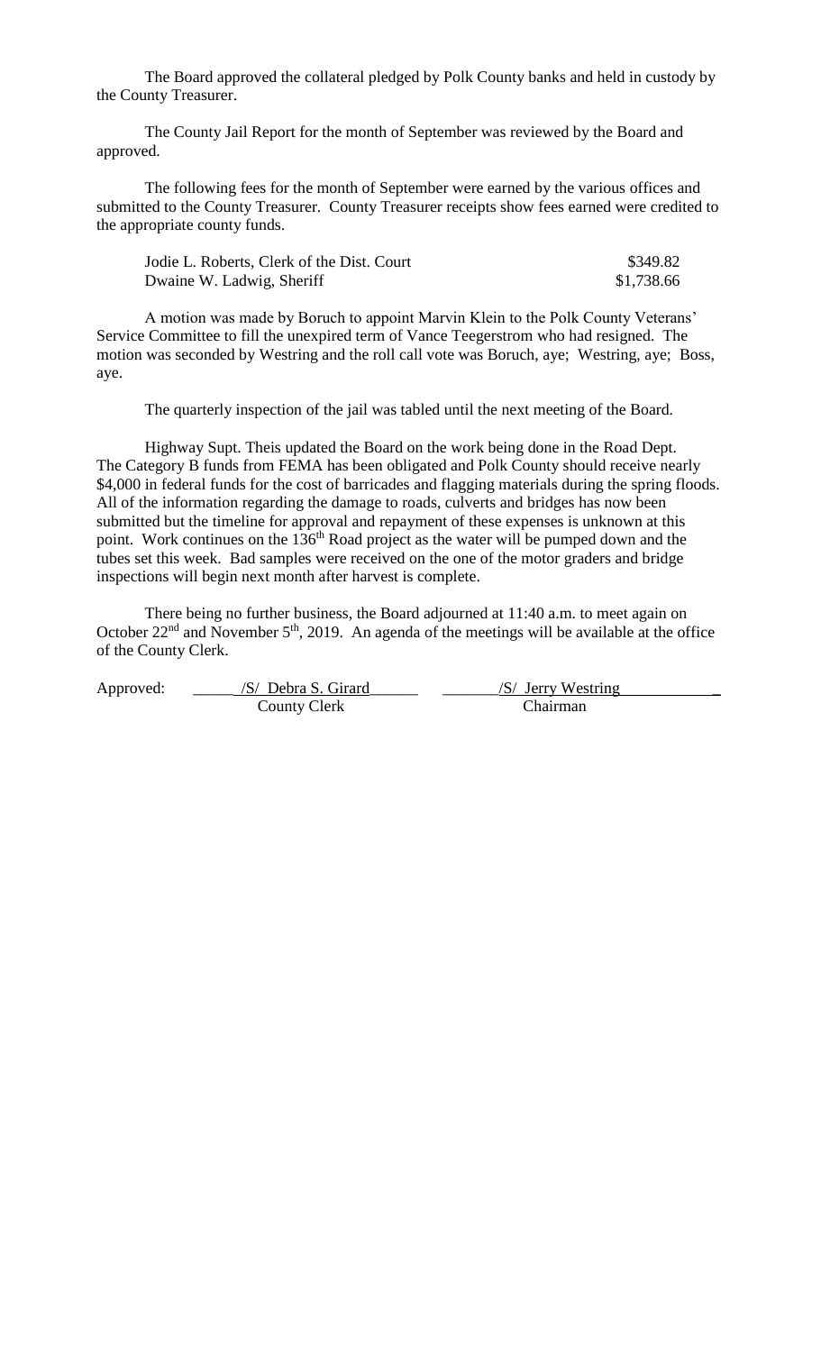The Board approved the collateral pledged by Polk County banks and held in custody by the County Treasurer.

The County Jail Report for the month of September was reviewed by the Board and approved.

The following fees for the month of September were earned by the various offices and submitted to the County Treasurer. County Treasurer receipts show fees earned were credited to the appropriate county funds.

| | |
|---|---|
| Jodie L. Roberts, Clerk of the Dist. Court | \$349.82 |
| Dwaine W. Ladwig, Sheriff | \$1,738.66 |

A motion was made by Boruch to appoint Marvin Klein to the Polk County Veterans' Service Committee to fill the unexpired term of Vance Teegerstrom who had resigned. The motion was seconded by Westring and the roll call vote was Boruch, aye; Westring, aye; Boss, aye.

The quarterly inspection of the jail was tabled until the next meeting of the Board.

Highway Supt. Theis updated the Board on the work being done in the Road Dept. The Category B funds from FEMA has been obligated and Polk County should receive nearly \$4,000 in federal funds for the cost of barricades and flagging materials during the spring floods. All of the information regarding the damage to roads, culverts and bridges has now been submitted but the timeline for approval and repayment of these expenses is unknown at this point. Work continues on the 136th Road project as the water will be pumped down and the tubes set this week. Bad samples were received on the one of the motor graders and bridge inspections will begin next month after harvest is complete.

There being no further business, the Board adjourned at 11:40 a.m. to meet again on October 22nd and November 5th, 2019. An agenda of the meetings will be available at the office of the County Clerk.

Approved: /S/ Debra S. Girard — County Clerk

/S/ Jerry Westring — Chairman